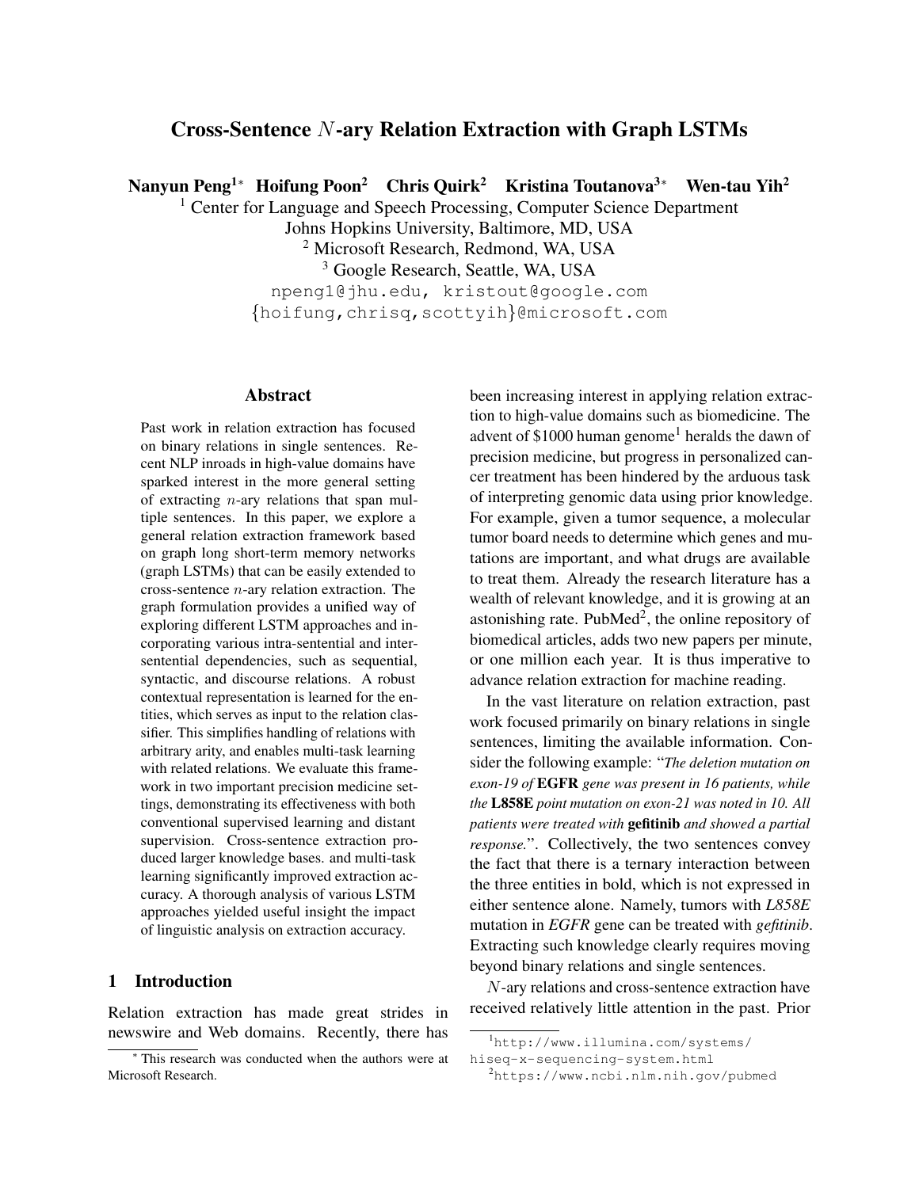# Cross-Sentence $N$-ary Relation Extraction with Graph LSTMs

**Nanyun Peng[1]\* Hoifung Poon[2] Chris Quirk[2] Kristina Toutanova[3]\* Wen-tau Yih[2]**

[1] Center for Language and Speech Processing, Computer Science Department
Johns Hopkins University, Baltimore, MD, USA
[2] Microsoft Research, Redmond, WA, USA
[3] Google Research, Seattle, WA, USA

npeng1@jhu.edu, kristout@google.com
{hoifung,chrisq,scottyih}@microsoft.com

## Abstract

Past work in relation extraction has focused on binary relations in single sentences. Recent NLP inroads in high-value domains have sparked interest in the more general setting of extracting $n$-ary relations that span multiple sentences. In this paper, we explore a general relation extraction framework based on graph long short-term memory networks (graph LSTMs) that can be easily extended to cross-sentence $n$-ary relation extraction. The graph formulation provides a unified way of exploring different LSTM approaches and incorporating various intra-sentential and inter-sentential dependencies, such as sequential, syntactic, and discourse relations. A robust contextual representation is learned for the entities, which serves as input to the relation classifier. This simplifies handling of relations with arbitrary arity, and enables multi-task learning with related relations. We evaluate this framework in two important precision medicine settings, demonstrating its effectiveness with both conventional supervised learning and distant supervision. Cross-sentence extraction produced larger knowledge bases. and multi-task learning significantly improved extraction accuracy. A thorough analysis of various LSTM approaches yielded useful insight the impact of linguistic analysis on extraction accuracy.

## 1 Introduction

Relation extraction has made great strides in newswire and Web domains. Recently, there has been increasing interest in applying relation extraction to high-value domains such as biomedicine. The advent of \$1000 human genome[1] heralds the dawn of precision medicine, but progress in personalized cancer treatment has been hindered by the arduous task of interpreting genomic data using prior knowledge. For example, given a tumor sequence, a molecular tumor board needs to determine which genes and mutations are important, and what drugs are available to treat them. Already the research literature has a wealth of relevant knowledge, and it is growing at an astonishing rate. PubMed[2], the online repository of biomedical articles, adds two new papers per minute, or one million each year. It is thus imperative to advance relation extraction for machine reading.

In the vast literature on relation extraction, past work focused primarily on binary relations in single sentences, limiting the available information. Consider the following example: "*The deletion mutation on exon-19 of* **EGFR** *gene was present in 16 patients, while the* **L858E** *point mutation on exon-21 was noted in 10. All patients were treated with* **gefitinib** *and showed a partial response.*". Collectively, the two sentences convey the fact that there is a ternary interaction between the three entities in bold, which is not expressed in either sentence alone. Namely, tumors with *L858E* mutation in *EGFR* gene can be treated with *gefitinib*. Extracting such knowledge clearly requires moving beyond binary relations and single sentences.

$N$-ary relations and cross-sentence extraction have received relatively little attention in the past. Prior

\* This research was conducted when the authors were at Microsoft Research.

[1] http://www.illumina.com/systems/hiseq-x-sequencing-system.html

[2] https://www.ncbi.nlm.nih.gov/pubmed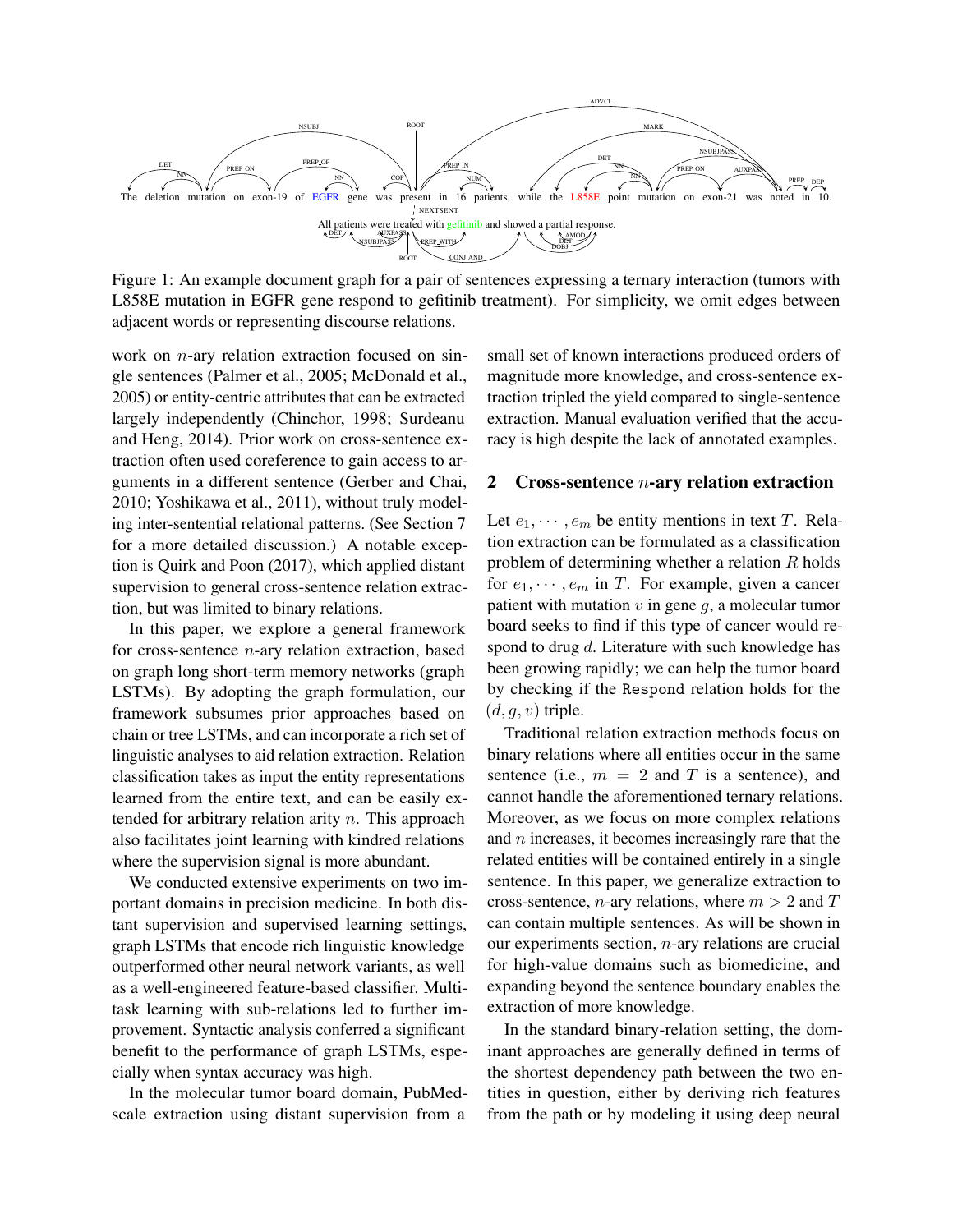The deletion mutation on exon-19 of EGFR gene was present in 16 patients, while the L858E point mutation on exon-21 was noted in 10.

All patients were treated with gefitinib and showed a partial response.

Figure 1: An example document graph for a pair of sentences expressing a ternary interaction (tumors with L858E mutation in EGFR gene respond to gefitinib treatment). For simplicity, we omit edges between adjacent words or representing discourse relations.

work on $n$-ary relation extraction focused on single sentences (Palmer et al., 2005; McDonald et al., 2005) or entity-centric attributes that can be extracted largely independently (Chinchor, 1998; Surdeanu and Heng, 2014). Prior work on cross-sentence extraction often used coreference to gain access to arguments in a different sentence (Gerber and Chai, 2010; Yoshikawa et al., 2011), without truly modeling inter-sentential relational patterns. (See Section 7 for a more detailed discussion.) A notable exception is Quirk and Poon (2017), which applied distant supervision to general cross-sentence relation extraction, but was limited to binary relations.

In this paper, we explore a general framework for cross-sentence $n$-ary relation extraction, based on graph long short-term memory networks (graph LSTMs). By adopting the graph formulation, our framework subsumes prior approaches based on chain or tree LSTMs, and can incorporate a rich set of linguistic analyses to aid relation extraction. Relation classification takes as input the entity representations learned from the entire text, and can be easily extended for arbitrary relation arity $n$. This approach also facilitates joint learning with kindred relations where the supervision signal is more abundant.

We conducted extensive experiments on two important domains in precision medicine. In both distant supervision and supervised learning settings, graph LSTMs that encode rich linguistic knowledge outperformed other neural network variants, as well as a well-engineered feature-based classifier. Multitask learning with sub-relations led to further improvement. Syntactic analysis conferred a significant benefit to the performance of graph LSTMs, especially when syntax accuracy was high.

In the molecular tumor board domain, PubMed-scale extraction using distant supervision from a small set of known interactions produced orders of magnitude more knowledge, and cross-sentence extraction tripled the yield compared to single-sentence extraction. Manual evaluation verified that the accuracy is high despite the lack of annotated examples.

## 2 Cross-sentence $n$-ary relation extraction

Let $e_1, \cdots, e_m$ be entity mentions in text $T$. Relation extraction can be formulated as a classification problem of determining whether a relation $R$ holds for $e_1, \cdots, e_m$ in $T$. For example, given a cancer patient with mutation $v$ in gene $g$, a molecular tumor board seeks to find if this type of cancer would respond to drug $d$. Literature with such knowledge has been growing rapidly; we can help the tumor board by checking if the Respond relation holds for the $(d, g, v)$ triple.

Traditional relation extraction methods focus on binary relations where all entities occur in the same sentence (i.e., $m = 2$ and $T$ is a sentence), and cannot handle the aforementioned ternary relations. Moreover, as we focus on more complex relations and $n$ increases, it becomes increasingly rare that the related entities will be contained entirely in a single sentence. In this paper, we generalize extraction to cross-sentence, $n$-ary relations, where $m > 2$ and $T$ can contain multiple sentences. As will be shown in our experiments section, $n$-ary relations are crucial for high-value domains such as biomedicine, and expanding beyond the sentence boundary enables the extraction of more knowledge.

In the standard binary-relation setting, the dominant approaches are generally defined in terms of the shortest dependency path between the two entities in question, either by deriving rich features from the path or by modeling it using deep neural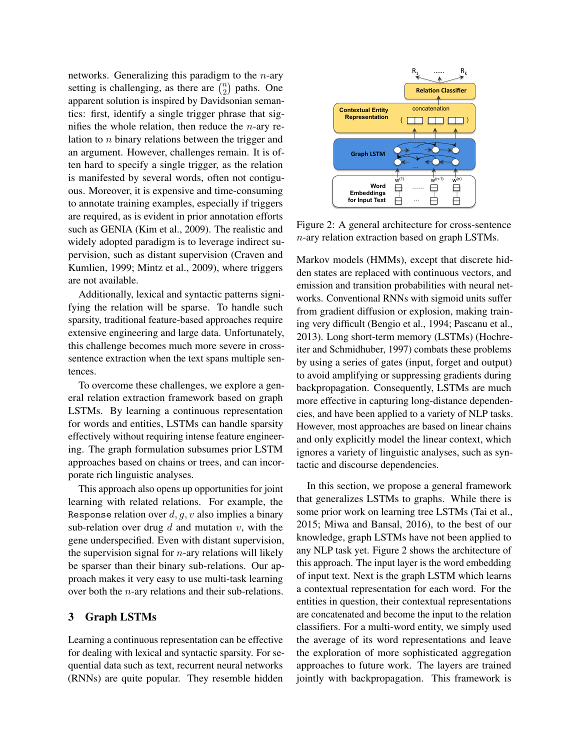networks. Generalizing this paradigm to the $n$-ary setting is challenging, as there are $\binom{n}{2}$ paths. One apparent solution is inspired by Davidsonian semantics: first, identify a single trigger phrase that signifies the whole relation, then reduce the $n$-ary relation to $n$ binary relations between the trigger and an argument. However, challenges remain. It is often hard to specify a single trigger, as the relation is manifested by several words, often not contiguous. Moreover, it is expensive and time-consuming to annotate training examples, especially if triggers are required, as is evident in prior annotation efforts such as GENIA (Kim et al., 2009). The realistic and widely adopted paradigm is to leverage indirect supervision, such as distant supervision (Craven and Kumlien, 1999; Mintz et al., 2009), where triggers are not available.

Additionally, lexical and syntactic patterns signifying the relation will be sparse. To handle such sparsity, traditional feature-based approaches require extensive engineering and large data. Unfortunately, this challenge becomes much more severe in cross-sentence extraction when the text spans multiple sentences.

To overcome these challenges, we explore a general relation extraction framework based on graph LSTMs. By learning a continuous representation for words and entities, LSTMs can handle sparsity effectively without requiring intense feature engineering. The graph formulation subsumes prior LSTM approaches based on chains or trees, and can incorporate rich linguistic analyses.

This approach also opens up opportunities for joint learning with related relations. For example, the Response relation over $d, g, v$ also implies a binary sub-relation over drug $d$ and mutation $v$, with the gene underspecified. Even with distant supervision, the supervision signal for $n$-ary relations will likely be sparser than their binary sub-relations. Our approach makes it very easy to use multi-task learning over both the $n$-ary relations and their sub-relations.

## 3 Graph LSTMs

Learning a continuous representation can be effective for dealing with lexical and syntactic sparsity. For sequential data such as text, recurrent neural networks (RNNs) are quite popular. They resemble hidden Markov models (HMMs), except that discrete hidden states are replaced with continuous vectors, and emission and transition probabilities with neural networks. Conventional RNNs with sigmoid units suffer from gradient diffusion or explosion, making training very difficult (Bengio et al., 1994; Pascanu et al., 2013). Long short-term memory (LSTMs) (Hochreiter and Schmidhuber, 1997) combats these problems by using a series of gates (input, forget and output) to avoid amplifying or suppressing gradients during backpropagation. Consequently, LSTMs are much more effective in capturing long-distance dependencies, and have been applied to a variety of NLP tasks. However, most approaches are based on linear chains and only explicitly model the linear context, which ignores a variety of linguistic analyses, such as syntactic and discourse dependencies.

Figure 2: A general architecture for cross-sentence $n$-ary relation extraction based on graph LSTMs.

In this section, we propose a general framework that generalizes LSTMs to graphs. While there is some prior work on learning tree LSTMs (Tai et al., 2015; Miwa and Bansal, 2016), to the best of our knowledge, graph LSTMs have not been applied to any NLP task yet. Figure 2 shows the architecture of this approach. The input layer is the word embedding of input text. Next is the graph LSTM which learns a contextual representation for each word. For the entities in question, their contextual representations are concatenated and become the input to the relation classifiers. For a multi-word entity, we simply used the average of its word representations and leave the exploration of more sophisticated aggregation approaches to future work. The layers are trained jointly with backpropagation. This framework is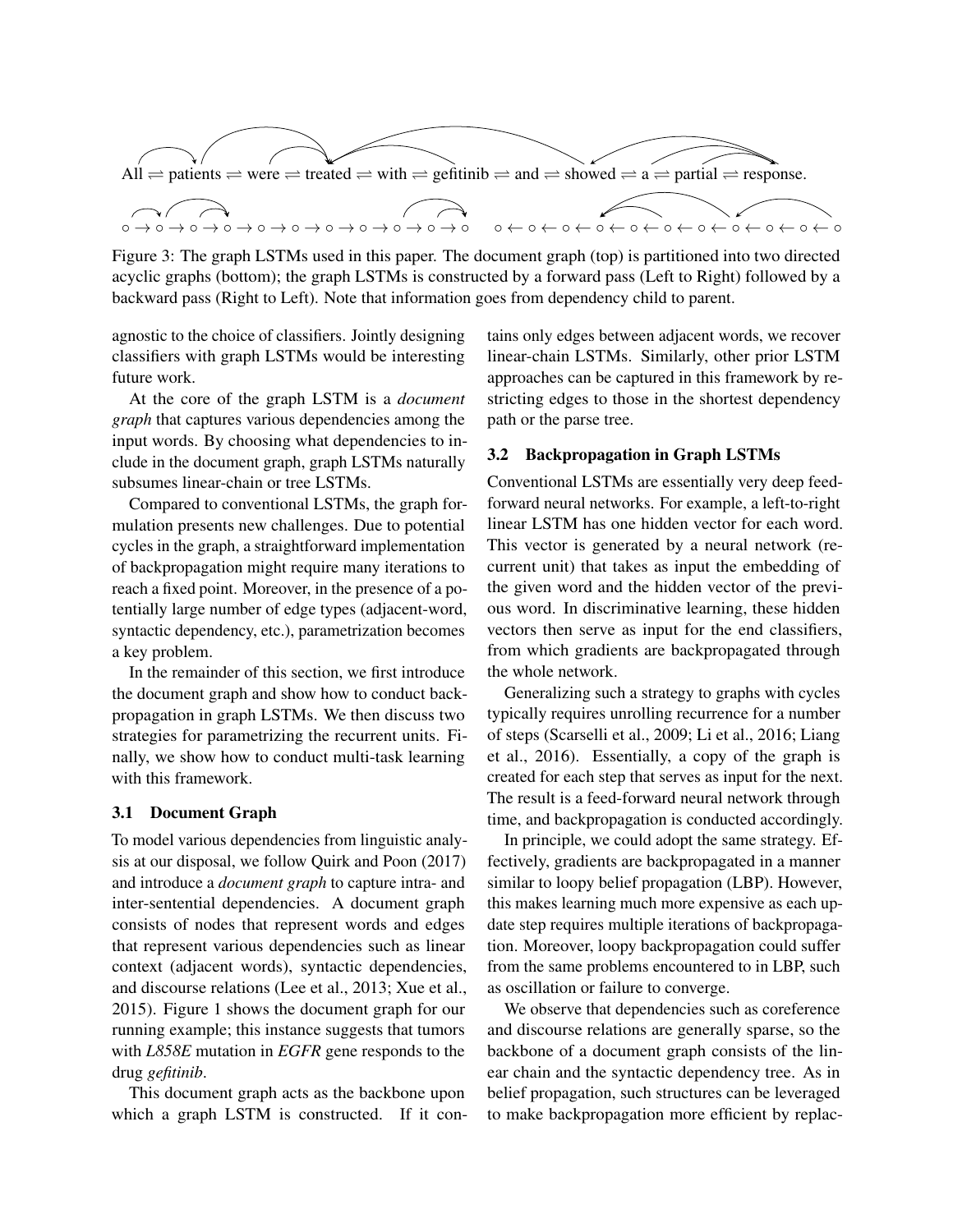All ⇌ patients ⇌ were ⇌ treated ⇌ with ⇌ gefitinib ⇌ and ⇌ showed ⇌ a ⇌ partial ⇌ response.

Figure 3: The graph LSTMs used in this paper. The document graph (top) is partitioned into two directed acyclic graphs (bottom); the graph LSTMs is constructed by a forward pass (Left to Right) followed by a backward pass (Right to Left). Note that information goes from dependency child to parent.

agnostic to the choice of classifiers. Jointly designing classifiers with graph LSTMs would be interesting future work.

At the core of the graph LSTM is a *document graph* that captures various dependencies among the input words. By choosing what dependencies to include in the document graph, graph LSTMs naturally subsumes linear-chain or tree LSTMs.

Compared to conventional LSTMs, the graph formulation presents new challenges. Due to potential cycles in the graph, a straightforward implementation of backpropagation might require many iterations to reach a fixed point. Moreover, in the presence of a potentially large number of edge types (adjacent-word, syntactic dependency, etc.), parametrization becomes a key problem.

In the remainder of this section, we first introduce the document graph and show how to conduct backpropagation in graph LSTMs. We then discuss two strategies for parametrizing the recurrent units. Finally, we show how to conduct multi-task learning with this framework.

### 3.1 Document Graph

To model various dependencies from linguistic analysis at our disposal, we follow Quirk and Poon (2017) and introduce a *document graph* to capture intra- and inter-sentential dependencies. A document graph consists of nodes that represent words and edges that represent various dependencies such as linear context (adjacent words), syntactic dependencies, and discourse relations (Lee et al., 2013; Xue et al., 2015). Figure 1 shows the document graph for our running example; this instance suggests that tumors with *L858E* mutation in *EGFR* gene responds to the drug *gefitinib*.

This document graph acts as the backbone upon which a graph LSTM is constructed. If it contains only edges between adjacent words, we recover linear-chain LSTMs. Similarly, other prior LSTM approaches can be captured in this framework by restricting edges to those in the shortest dependency path or the parse tree.

### 3.2 Backpropagation in Graph LSTMs

Conventional LSTMs are essentially very deep feedforward neural networks. For example, a left-to-right linear LSTM has one hidden vector for each word. This vector is generated by a neural network (recurrent unit) that takes as input the embedding of the given word and the hidden vector of the previous word. In discriminative learning, these hidden vectors then serve as input for the end classifiers, from which gradients are backpropagated through the whole network.

Generalizing such a strategy to graphs with cycles typically requires unrolling recurrence for a number of steps (Scarselli et al., 2009; Li et al., 2016; Liang et al., 2016). Essentially, a copy of the graph is created for each step that serves as input for the next. The result is a feed-forward neural network through time, and backpropagation is conducted accordingly.

In principle, we could adopt the same strategy. Effectively, gradients are backpropagated in a manner similar to loopy belief propagation (LBP). However, this makes learning much more expensive as each update step requires multiple iterations of backpropagation. Moreover, loopy backpropagation could suffer from the same problems encountered to in LBP, such as oscillation or failure to converge.

We observe that dependencies such as coreference and discourse relations are generally sparse, so the backbone of a document graph consists of the linear chain and the syntactic dependency tree. As in belief propagation, such structures can be leveraged to make backpropagation more efficient by replac-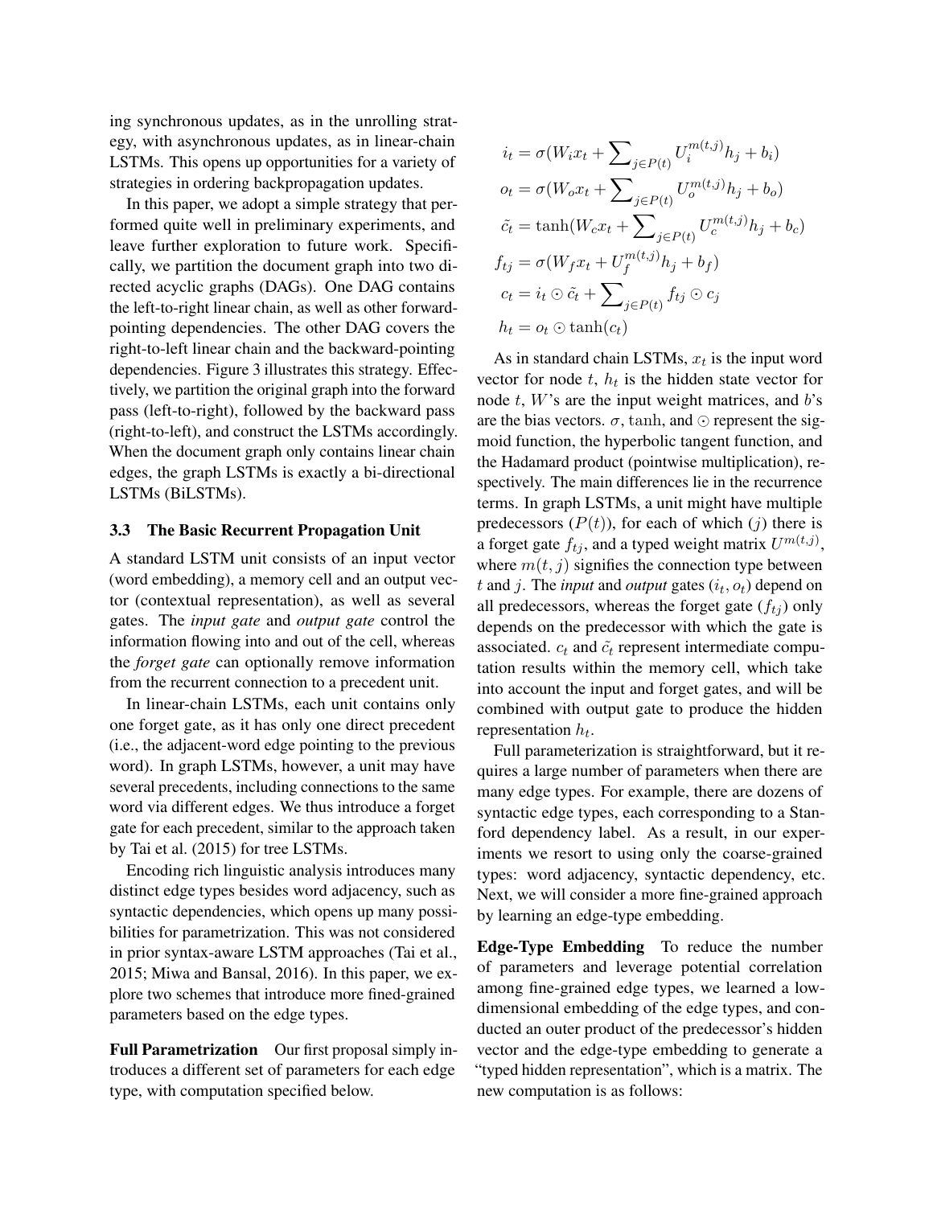ing synchronous updates, as in the unrolling strategy, with asynchronous updates, as in linear-chain LSTMs. This opens up opportunities for a variety of strategies in ordering backpropagation updates.

In this paper, we adopt a simple strategy that performed quite well in preliminary experiments, and leave further exploration to future work. Specifically, we partition the document graph into two directed acyclic graphs (DAGs). One DAG contains the left-to-right linear chain, as well as other forward-pointing dependencies. The other DAG covers the right-to-left linear chain and the backward-pointing dependencies. Figure 3 illustrates this strategy. Effectively, we partition the original graph into the forward pass (left-to-right), followed by the backward pass (right-to-left), and construct the LSTMs accordingly. When the document graph only contains linear chain edges, the graph LSTMs is exactly a bi-directional LSTMs (BiLSTMs).

### 3.3 The Basic Recurrent Propagation Unit

A standard LSTM unit consists of an input vector (word embedding), a memory cell and an output vector (contextual representation), as well as several gates. The *input gate* and *output gate* control the information flowing into and out of the cell, whereas the *forget gate* can optionally remove information from the recurrent connection to a precedent unit.

In linear-chain LSTMs, each unit contains only one forget gate, as it has only one direct precedent (i.e., the adjacent-word edge pointing to the previous word). In graph LSTMs, however, a unit may have several precedents, including connections to the same word via different edges. We thus introduce a forget gate for each precedent, similar to the approach taken by Tai et al. (2015) for tree LSTMs.

Encoding rich linguistic analysis introduces many distinct edge types besides word adjacency, such as syntactic dependencies, which opens up many possibilities for parametrization. This was not considered in prior syntax-aware LSTM approaches (Tai et al., 2015; Miwa and Bansal, 2016). In this paper, we explore two schemes that introduce more fined-grained parameters based on the edge types.

**Full Parametrization** Our first proposal simply introduces a different set of parameters for each edge type, with computation specified below.

$$
\begin{aligned}
i_t &= \sigma(W_i x_t + \sum\nolimits_{j \in P(t)} U_i^{m(t,j)} h_j + b_i) \\
o_t &= \sigma(W_o x_t + \sum\nolimits_{j \in P(t)} U_o^{m(t,j)} h_j + b_o) \\
\tilde{c}_t &= \tanh(W_c x_t + \sum\nolimits_{j \in P(t)} U_c^{m(t,j)} h_j + b_c) \\
f_{tj} &= \sigma(W_f x_t + U_f^{m(t,j)} h_j + b_f) \\
c_t &= i_t \odot \tilde{c}_t + \sum\nolimits_{j \in P(t)} f_{tj} \odot c_j \\
h_t &= o_t \odot \tanh(c_t)
\end{aligned}
$$

As in standard chain LSTMs, $x_t$ is the input word vector for node $t$, $h_t$ is the hidden state vector for node $t$, $W$'s are the input weight matrices, and $b$'s are the bias vectors. $\sigma$, $\tanh$, and $\odot$ represent the sigmoid function, the hyperbolic tangent function, and the Hadamard product (pointwise multiplication), respectively. The main differences lie in the recurrence terms. In graph LSTMs, a unit might have multiple predecessors ($P(t)$), for each of which ($j$) there is a forget gate $f_{tj}$, and a typed weight matrix $U^{m(t,j)}$, where $m(t,j)$ signifies the connection type between $t$ and $j$. The *input* and *output* gates ($i_t$, $o_t$) depend on all predecessors, whereas the forget gate ($f_{tj}$) only depends on the predecessor with which the gate is associated. $c_t$ and $\tilde{c}_t$ represent intermediate computation results within the memory cell, which take into account the input and forget gates, and will be combined with output gate to produce the hidden representation $h_t$.

Full parameterization is straightforward, but it requires a large number of parameters when there are many edge types. For example, there are dozens of syntactic edge types, each corresponding to a Stanford dependency label. As a result, in our experiments we resort to using only the coarse-grained types: word adjacency, syntactic dependency, etc. Next, we will consider a more fine-grained approach by learning an edge-type embedding.

**Edge-Type Embedding** To reduce the number of parameters and leverage potential correlation among fine-grained edge types, we learned a low-dimensional embedding of the edge types, and conducted an outer product of the predecessor's hidden vector and the edge-type embedding to generate a "typed hidden representation", which is a matrix. The new computation is as follows: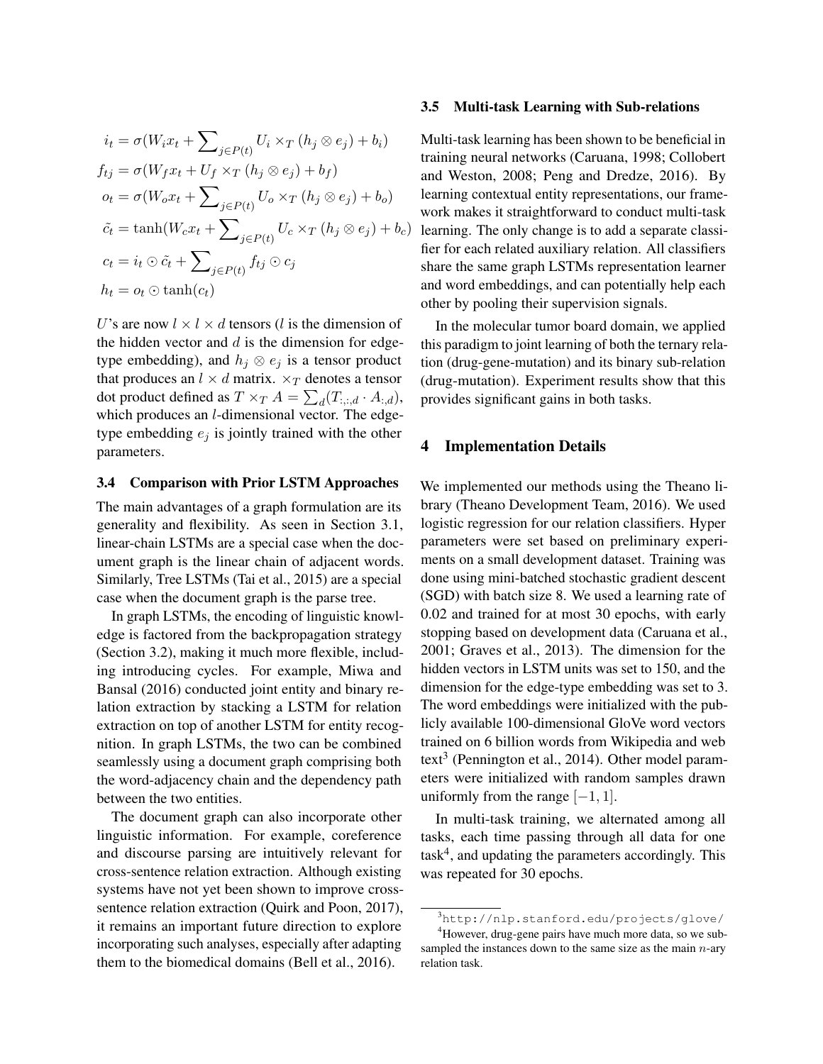$$
\begin{aligned}
i_t &= \sigma(W_i x_t + \sum\nolimits_{j \in P(t)} U_i \times_T (h_j \otimes e_j) + b_i) \\
f_{tj} &= \sigma(W_f x_t + U_f \times_T (h_j \otimes e_j) + b_f) \\
o_t &= \sigma(W_o x_t + \sum\nolimits_{j \in P(t)} U_o \times_T (h_j \otimes e_j) + b_o) \\
\tilde{c_t} &= \tanh(W_c x_t + \sum\nolimits_{j \in P(t)} U_c \times_T (h_j \otimes e_j) + b_c) \\
c_t &= i_t \odot \tilde{c_t} + \sum\nolimits_{j \in P(t)} f_{tj} \odot c_j \\
h_t &= o_t \odot \tanh(c_t)
\end{aligned}
$$

$U$'s are now $l \times l \times d$ tensors ($l$ is the dimension of the hidden vector and $d$ is the dimension for edge-type embedding), and $h_j \otimes e_j$ is a tensor product that produces an $l \times d$ matrix. $\times_T$ denotes a tensor dot product defined as $T \times_T A = \sum_d (T_{:,:,d} \cdot A_{:,d})$, which produces an $l$-dimensional vector. The edge-type embedding $e_j$ is jointly trained with the other parameters.

### 3.4 Comparison with Prior LSTM Approaches

The main advantages of a graph formulation are its generality and flexibility. As seen in Section 3.1, linear-chain LSTMs are a special case when the document graph is the linear chain of adjacent words. Similarly, Tree LSTMs (Tai et al., 2015) are a special case when the document graph is the parse tree.

In graph LSTMs, the encoding of linguistic knowledge is factored from the backpropagation strategy (Section 3.2), making it much more flexible, including introducing cycles. For example, Miwa and Bansal (2016) conducted joint entity and binary relation extraction by stacking a LSTM for relation extraction on top of another LSTM for entity recognition. In graph LSTMs, the two can be combined seamlessly using a document graph comprising both the word-adjacency chain and the dependency path between the two entities.

The document graph can also incorporate other linguistic information. For example, coreference and discourse parsing are intuitively relevant for cross-sentence relation extraction. Although existing systems have not yet been shown to improve cross-sentence relation extraction (Quirk and Poon, 2017), it remains an important future direction to explore incorporating such analyses, especially after adapting them to the biomedical domains (Bell et al., 2016).

### 3.5 Multi-task Learning with Sub-relations

Multi-task learning has been shown to be beneficial in training neural networks (Caruana, 1998; Collobert and Weston, 2008; Peng and Dredze, 2016). By learning contextual entity representations, our framework makes it straightforward to conduct multi-task learning. The only change is to add a separate classifier for each related auxiliary relation. All classifiers share the same graph LSTMs representation learner and word embeddings, and can potentially help each other by pooling their supervision signals.

In the molecular tumor board domain, we applied this paradigm to joint learning of both the ternary relation (drug-gene-mutation) and its binary sub-relation (drug-mutation). Experiment results show that this provides significant gains in both tasks.

## 4 Implementation Details

We implemented our methods using the Theano library (Theano Development Team, 2016). We used logistic regression for our relation classifiers. Hyper parameters were set based on preliminary experiments on a small development dataset. Training was done using mini-batched stochastic gradient descent (SGD) with batch size 8. We used a learning rate of 0.02 and trained for at most 30 epochs, with early stopping based on development data (Caruana et al., 2001; Graves et al., 2013). The dimension for the hidden vectors in LSTM units was set to 150, and the dimension for the edge-type embedding was set to 3. The word embeddings were initialized with the publicly available 100-dimensional GloVe word vectors trained on 6 billion words from Wikipedia and web text[3] (Pennington et al., 2014). Other model parameters were initialized with random samples drawn uniformly from the range $[-1, 1]$.

In multi-task training, we alternated among all tasks, each time passing through all data for one task[4], and updating the parameters accordingly. This was repeated for 30 epochs.

[3] http://nlp.stanford.edu/projects/glove/

[4] However, drug-gene pairs have much more data, so we sub-sampled the instances down to the same size as the main $n$-ary relation task.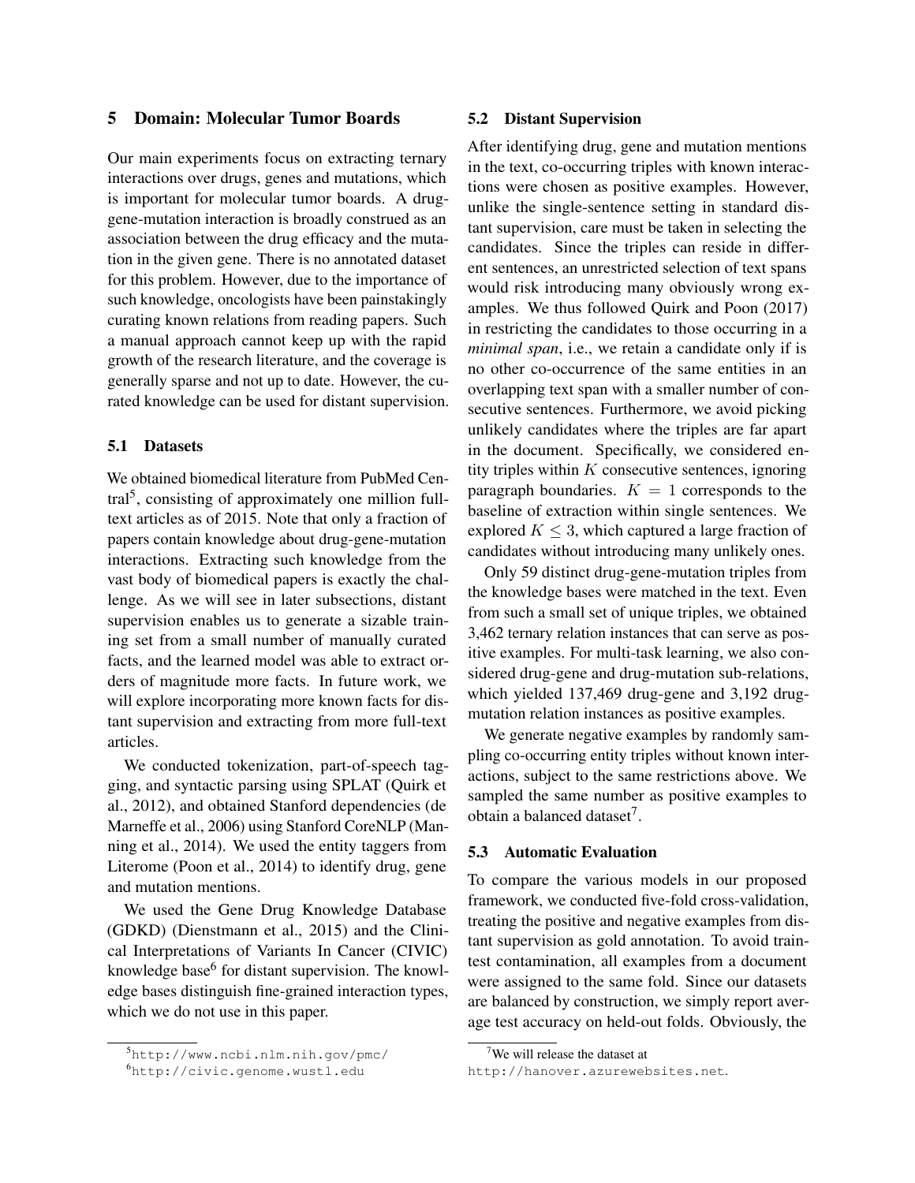## 5 Domain: Molecular Tumor Boards

Our main experiments focus on extracting ternary interactions over drugs, genes and mutations, which is important for molecular tumor boards. A drug-gene-mutation interaction is broadly construed as an association between the drug efficacy and the mutation in the given gene. There is no annotated dataset for this problem. However, due to the importance of such knowledge, oncologists have been painstakingly curating known relations from reading papers. Such a manual approach cannot keep up with the rapid growth of the research literature, and the coverage is generally sparse and not up to date. However, the curated knowledge can be used for distant supervision.

### 5.1 Datasets

We obtained biomedical literature from PubMed Central[5], consisting of approximately one million full-text articles as of 2015. Note that only a fraction of papers contain knowledge about drug-gene-mutation interactions. Extracting such knowledge from the vast body of biomedical papers is exactly the challenge. As we will see in later subsections, distant supervision enables us to generate a sizable training set from a small number of manually curated facts, and the learned model was able to extract orders of magnitude more facts. In future work, we will explore incorporating more known facts for distant supervision and extracting from more full-text articles.

We conducted tokenization, part-of-speech tagging, and syntactic parsing using SPLAT (Quirk et al., 2012), and obtained Stanford dependencies (de Marneffe et al., 2006) using Stanford CoreNLP (Manning et al., 2014). We used the entity taggers from Literome (Poon et al., 2014) to identify drug, gene and mutation mentions.

We used the Gene Drug Knowledge Database (GDKD) (Dienstmann et al., 2015) and the Clinical Interpretations of Variants In Cancer (CIVIC) knowledge base[6] for distant supervision. The knowledge bases distinguish fine-grained interaction types, which we do not use in this paper.

[5] http://www.ncbi.nlm.nih.gov/pmc/

[6] http://civic.genome.wustl.edu

### 5.2 Distant Supervision

After identifying drug, gene and mutation mentions in the text, co-occurring triples with known interactions were chosen as positive examples. However, unlike the single-sentence setting in standard distant supervision, care must be taken in selecting the candidates. Since the triples can reside in different sentences, an unrestricted selection of text spans would risk introducing many obviously wrong examples. We thus followed Quirk and Poon (2017) in restricting the candidates to those occurring in a *minimal span*, i.e., we retain a candidate only if is no other co-occurrence of the same entities in an overlapping text span with a smaller number of consecutive sentences. Furthermore, we avoid picking unlikely candidates where the triples are far apart in the document. Specifically, we considered entity triples within $K$ consecutive sentences, ignoring paragraph boundaries. $K = 1$ corresponds to the baseline of extraction within single sentences. We explored $K \leq 3$, which captured a large fraction of candidates without introducing many unlikely ones.

Only 59 distinct drug-gene-mutation triples from the knowledge bases were matched in the text. Even from such a small set of unique triples, we obtained 3,462 ternary relation instances that can serve as positive examples. For multi-task learning, we also considered drug-gene and drug-mutation sub-relations, which yielded 137,469 drug-gene and 3,192 drug-mutation relation instances as positive examples.

We generate negative examples by randomly sampling co-occurring entity triples without known interactions, subject to the same restrictions above. We sampled the same number as positive examples to obtain a balanced dataset[7].

### 5.3 Automatic Evaluation

To compare the various models in our proposed framework, we conducted five-fold cross-validation, treating the positive and negative examples from distant supervision as gold annotation. To avoid train-test contamination, all examples from a document were assigned to the same fold. Since our datasets are balanced by construction, we simply report average test accuracy on held-out folds. Obviously, the

[7] We will release the dataset at http://hanover.azurewebsites.net.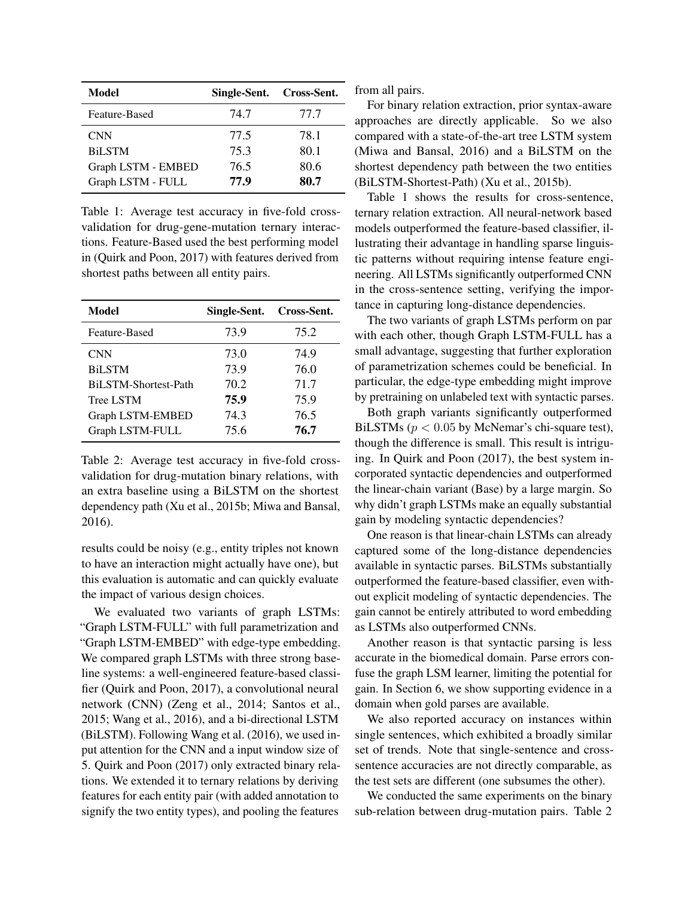| Model | Single-Sent. | Cross-Sent. |
|---|---|---|
| Feature-Based | 74.7 | 77.7 |
| CNN | 77.5 | 78.1 |
| BiLSTM | 75.3 | 80.1 |
| Graph LSTM - EMBED | 76.5 | 80.6 |
| Graph LSTM - FULL | **77.9** | **80.7** |

Table 1: Average test accuracy in five-fold cross-validation for drug-gene-mutation ternary interactions. Feature-Based used the best performing model in (Quirk and Poon, 2017) with features derived from shortest paths between all entity pairs.

| Model | Single-Sent. | Cross-Sent. |
|---|---|---|
| Feature-Based | 73.9 | 75.2 |
| CNN | 73.0 | 74.9 |
| BiLSTM | 73.9 | 76.0 |
| BiLSTM-Shortest-Path | 70.2 | 71.7 |
| Tree LSTM | **75.9** | 75.9 |
| Graph LSTM-EMBED | 74.3 | 76.5 |
| Graph LSTM-FULL | 75.6 | **76.7** |

Table 2: Average test accuracy in five-fold cross-validation for drug-mutation binary relations, with an extra baseline using a BiLSTM on the shortest dependency path (Xu et al., 2015b; Miwa and Bansal, 2016).

results could be noisy (e.g., entity triples not known to have an interaction might actually have one), but this evaluation is automatic and can quickly evaluate the impact of various design choices.

We evaluated two variants of graph LSTMs: "Graph LSTM-FULL" with full parametrization and "Graph LSTM-EMBED" with edge-type embedding. We compared graph LSTMs with three strong baseline systems: a well-engineered feature-based classifier (Quirk and Poon, 2017), a convolutional neural network (CNN) (Zeng et al., 2014; Santos et al., 2015; Wang et al., 2016), and a bi-directional LSTM (BiLSTM). Following Wang et al. (2016), we used input attention for the CNN and a input window size of 5. Quirk and Poon (2017) only extracted binary relations. We extended it to ternary relations by deriving features for each entity pair (with added annotation to signify the two entity types), and pooling the features from all pairs.

For binary relation extraction, prior syntax-aware approaches are directly applicable. So we also compared with a state-of-the-art tree LSTM system (Miwa and Bansal, 2016) and a BiLSTM on the shortest dependency path between the two entities (BiLSTM-Shortest-Path) (Xu et al., 2015b).

Table 1 shows the results for cross-sentence, ternary relation extraction. All neural-network based models outperformed the feature-based classifier, illustrating their advantage in handling sparse linguistic patterns without requiring intense feature engineering. All LSTMs significantly outperformed CNN in the cross-sentence setting, verifying the importance in capturing long-distance dependencies.

The two variants of graph LSTMs perform on par with each other, though Graph LSTM-FULL has a small advantage, suggesting that further exploration of parametrization schemes could be beneficial. In particular, the edge-type embedding might improve by pretraining on unlabeled text with syntactic parses.

Both graph variants significantly outperformed BiLSTMs ($p < 0.05$ by McNemar's chi-square test), though the difference is small. This result is intriguing. In Quirk and Poon (2017), the best system incorporated syntactic dependencies and outperformed the linear-chain variant (Base) by a large margin. So why didn't graph LSTMs make an equally substantial gain by modeling syntactic dependencies?

One reason is that linear-chain LSTMs can already captured some of the long-distance dependencies available in syntactic parses. BiLSTMs substantially outperformed the feature-based classifier, even without explicit modeling of syntactic dependencies. The gain cannot be entirely attributed to word embedding as LSTMs also outperformed CNNs.

Another reason is that syntactic parsing is less accurate in the biomedical domain. Parse errors confuse the graph LSM learner, limiting the potential for gain. In Section 6, we show supporting evidence in a domain when gold parses are available.

We also reported accuracy on instances within single sentences, which exhibited a broadly similar set of trends. Note that single-sentence and cross-sentence accuracies are not directly comparable, as the test sets are different (one subsumes the other).

We conducted the same experiments on the binary sub-relation between drug-mutation pairs. Table 2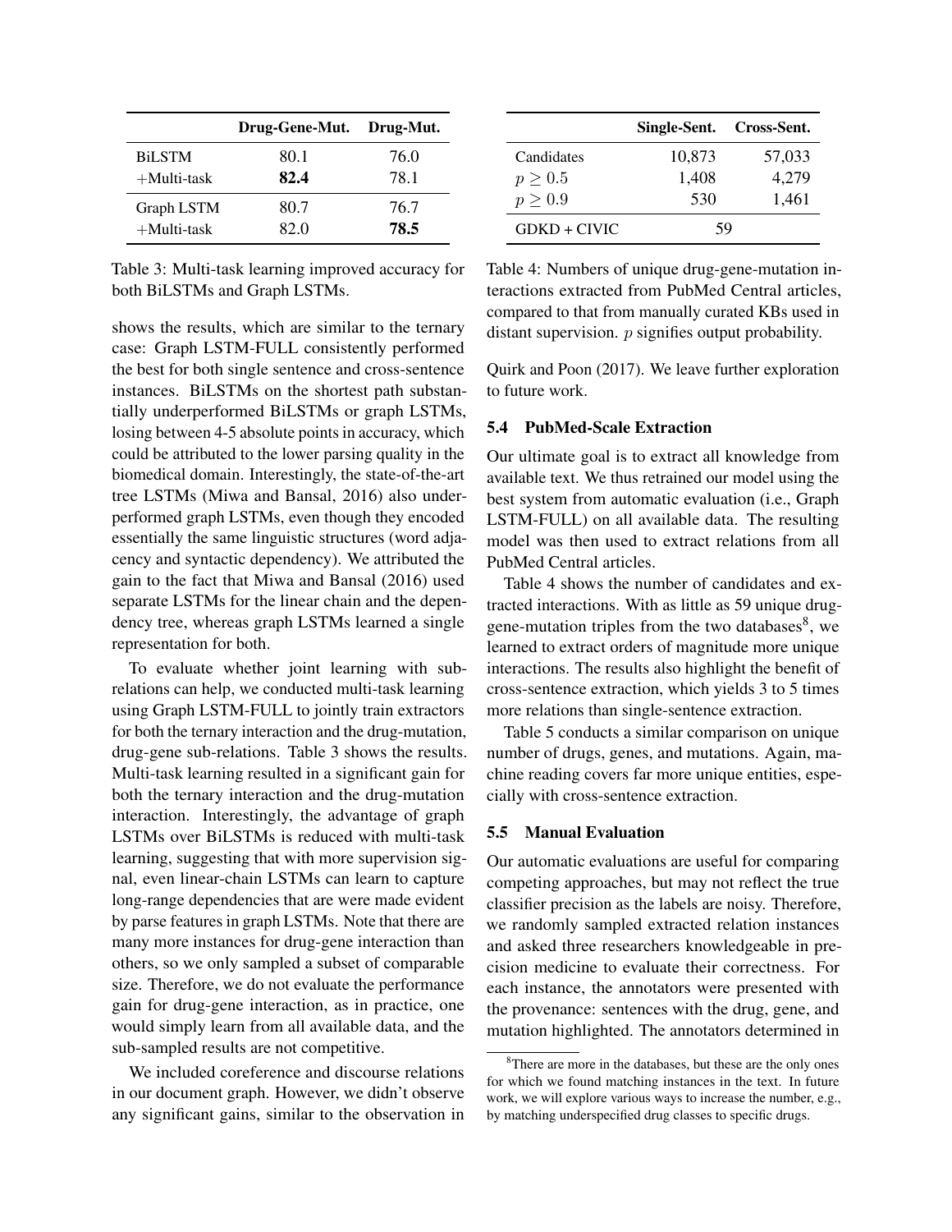| | Drug-Gene-Mut. | Drug-Mut. |
|---|---|---|
| BiLSTM | 80.1 | 76.0 |
| +Multi-task | **82.4** | 78.1 |
| Graph LSTM | 80.7 | 76.7 |
| +Multi-task | 82.0 | **78.5** |

Table 3: Multi-task learning improved accuracy for both BiLSTMs and Graph LSTMs.

shows the results, which are similar to the ternary case: Graph LSTM-FULL consistently performed the best for both single sentence and cross-sentence instances. BiLSTMs on the shortest path substantially underperformed BiLSTMs or graph LSTMs, losing between 4-5 absolute points in accuracy, which could be attributed to the lower parsing quality in the biomedical domain. Interestingly, the state-of-the-art tree LSTMs (Miwa and Bansal, 2016) also underperformed graph LSTMs, even though they encoded essentially the same linguistic structures (word adjacency and syntactic dependency). We attributed the gain to the fact that Miwa and Bansal (2016) used separate LSTMs for the linear chain and the dependency tree, whereas graph LSTMs learned a single representation for both.

To evaluate whether joint learning with sub-relations can help, we conducted multi-task learning using Graph LSTM-FULL to jointly train extractors for both the ternary interaction and the drug-mutation, drug-gene sub-relations. Table 3 shows the results. Multi-task learning resulted in a significant gain for both the ternary interaction and the drug-mutation interaction. Interestingly, the advantage of graph LSTMs over BiLSTMs is reduced with multi-task learning, suggesting that with more supervision signal, even linear-chain LSTMs can learn to capture long-range dependencies that are were made evident by parse features in graph LSTMs. Note that there are many more instances for drug-gene interaction than others, so we only sampled a subset of comparable size. Therefore, we do not evaluate the performance gain for drug-gene interaction, as in practice, one would simply learn from all available data, and the sub-sampled results are not competitive.

We included coreference and discourse relations in our document graph. However, we didn't observe any significant gains, similar to the observation in Quirk and Poon (2017). We leave further exploration to future work.

| | Single-Sent. | Cross-Sent. |
|---|---|---|
| Candidates | 10,873 | 57,033 |
| $p \geq 0.5$ | 1,408 | 4,279 |
| $p \geq 0.9$ | 530 | 1,461 |
| GDKD + CIVIC | 59 | |

Table 4: Numbers of unique drug-gene-mutation interactions extracted from PubMed Central articles, compared to that from manually curated KBs used in distant supervision. $p$ signifies output probability.

### 5.4 PubMed-Scale Extraction

Our ultimate goal is to extract all knowledge from available text. We thus retrained our model using the best system from automatic evaluation (i.e., Graph LSTM-FULL) on all available data. The resulting model was then used to extract relations from all PubMed Central articles.

Table 4 shows the number of candidates and extracted interactions. With as little as 59 unique drug-gene-mutation triples from the two databases[8], we learned to extract orders of magnitude more unique interactions. The results also highlight the benefit of cross-sentence extraction, which yields 3 to 5 times more relations than single-sentence extraction.

Table 5 conducts a similar comparison on unique number of drugs, genes, and mutations. Again, machine reading covers far more unique entities, especially with cross-sentence extraction.

### 5.5 Manual Evaluation

Our automatic evaluations are useful for comparing competing approaches, but may not reflect the true classifier precision as the labels are noisy. Therefore, we randomly sampled extracted relation instances and asked three researchers knowledgeable in precision medicine to evaluate their correctness. For each instance, the annotators were presented with the provenance: sentences with the drug, gene, and mutation highlighted. The annotators determined in

[8] There are more in the databases, but these are the only ones for which we found matching instances in the text. In future work, we will explore various ways to increase the number, e.g., by matching underspecified drug classes to specific drugs.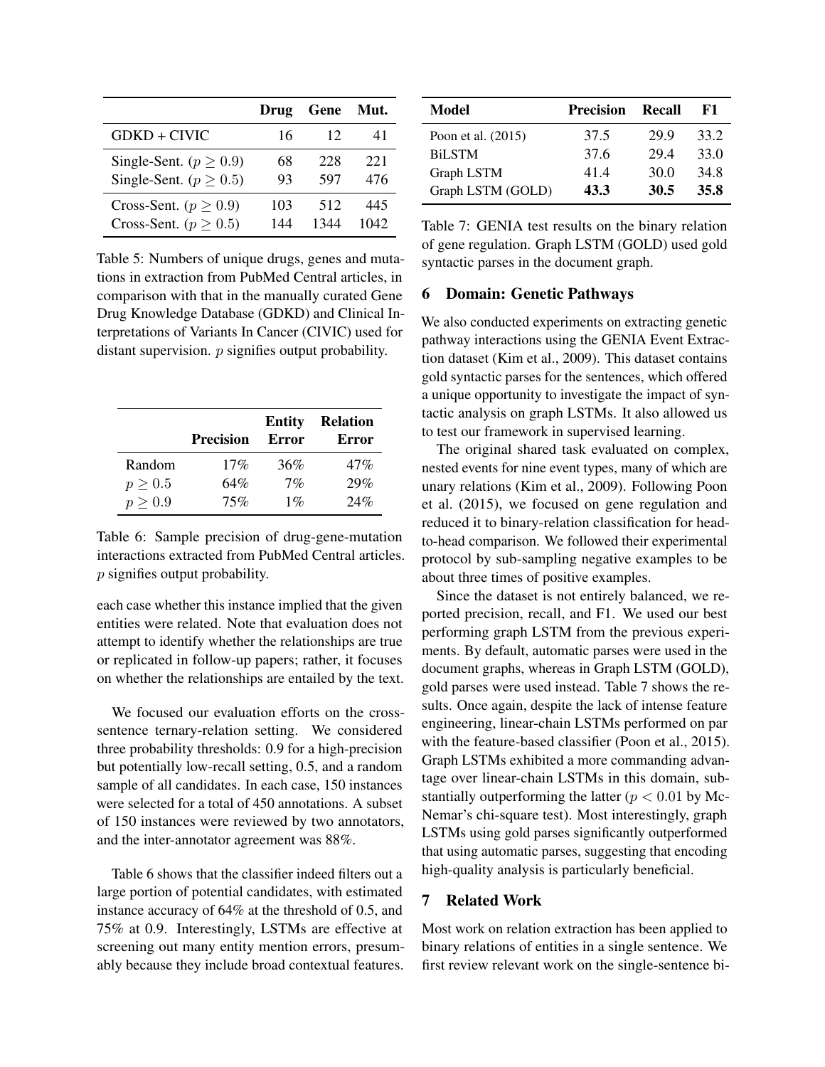|  | Drug | Gene | Mut. |
|---|---|---|---|
| GDKD + CIVIC | 16 | 12 | 41 |
| Single-Sent. ($p \geq 0.9$) | 68 | 228 | 221 |
| Single-Sent. ($p \geq 0.5$) | 93 | 597 | 476 |
| Cross-Sent. ($p \geq 0.9$) | 103 | 512 | 445 |
| Cross-Sent. ($p \geq 0.5$) | 144 | 1344 | 1042 |

Table 5: Numbers of unique drugs, genes and mutations in extraction from PubMed Central articles, in comparison with that in the manually curated Gene Drug Knowledge Database (GDKD) and Clinical Interpretations of Variants In Cancer (CIVIC) used for distant supervision. $p$ signifies output probability.

|  | Precision | Entity Error | Relation Error |
|---|---|---|---|
| Random | 17% | 36% | 47% |
| $p \geq 0.5$ | 64% | 7% | 29% |
| $p \geq 0.9$ | 75% | 1% | 24% |

Table 6: Sample precision of drug-gene-mutation interactions extracted from PubMed Central articles. $p$ signifies output probability.

each case whether this instance implied that the given entities were related. Note that evaluation does not attempt to identify whether the relationships are true or replicated in follow-up papers; rather, it focuses on whether the relationships are entailed by the text.

We focused our evaluation efforts on the cross-sentence ternary-relation setting. We considered three probability thresholds: 0.9 for a high-precision but potentially low-recall setting, 0.5, and a random sample of all candidates. In each case, 150 instances were selected for a total of 450 annotations. A subset of 150 instances were reviewed by two annotators, and the inter-annotator agreement was 88%.

Table 6 shows that the classifier indeed filters out a large portion of potential candidates, with estimated instance accuracy of 64% at the threshold of 0.5, and 75% at 0.9. Interestingly, LSTMs are effective at screening out many entity mention errors, presumably because they include broad contextual features.

| Model | Precision | Recall | F1 |
|---|---|---|---|
| Poon et al. (2015) | 37.5 | 29.9 | 33.2 |
| BiLSTM | 37.6 | 29.4 | 33.0 |
| Graph LSTM | 41.4 | 30.0 | 34.8 |
| Graph LSTM (GOLD) | **43.3** | **30.5** | **35.8** |

Table 7: GENIA test results on the binary relation of gene regulation. Graph LSTM (GOLD) used gold syntactic parses in the document graph.

## 6 Domain: Genetic Pathways

We also conducted experiments on extracting genetic pathway interactions using the GENIA Event Extraction dataset (Kim et al., 2009). This dataset contains gold syntactic parses for the sentences, which offered a unique opportunity to investigate the impact of syntactic analysis on graph LSTMs. It also allowed us to test our framework in supervised learning.

The original shared task evaluated on complex, nested events for nine event types, many of which are unary relations (Kim et al., 2009). Following Poon et al. (2015), we focused on gene regulation and reduced it to binary-relation classification for head-to-head comparison. We followed their experimental protocol by sub-sampling negative examples to be about three times of positive examples.

Since the dataset is not entirely balanced, we reported precision, recall, and F1. We used our best performing graph LSTM from the previous experiments. By default, automatic parses were used in the document graphs, whereas in Graph LSTM (GOLD), gold parses were used instead. Table 7 shows the results. Once again, despite the lack of intense feature engineering, linear-chain LSTMs performed on par with the feature-based classifier (Poon et al., 2015). Graph LSTMs exhibited a more commanding advantage over linear-chain LSTMs in this domain, substantially outperforming the latter ($p < 0.01$ by McNemar's chi-square test). Most interestingly, graph LSTMs using gold parses significantly outperformed that using automatic parses, suggesting that encoding high-quality analysis is particularly beneficial.

## 7 Related Work

Most work on relation extraction has been applied to binary relations of entities in a single sentence. We first review relevant work on the single-sentence bi-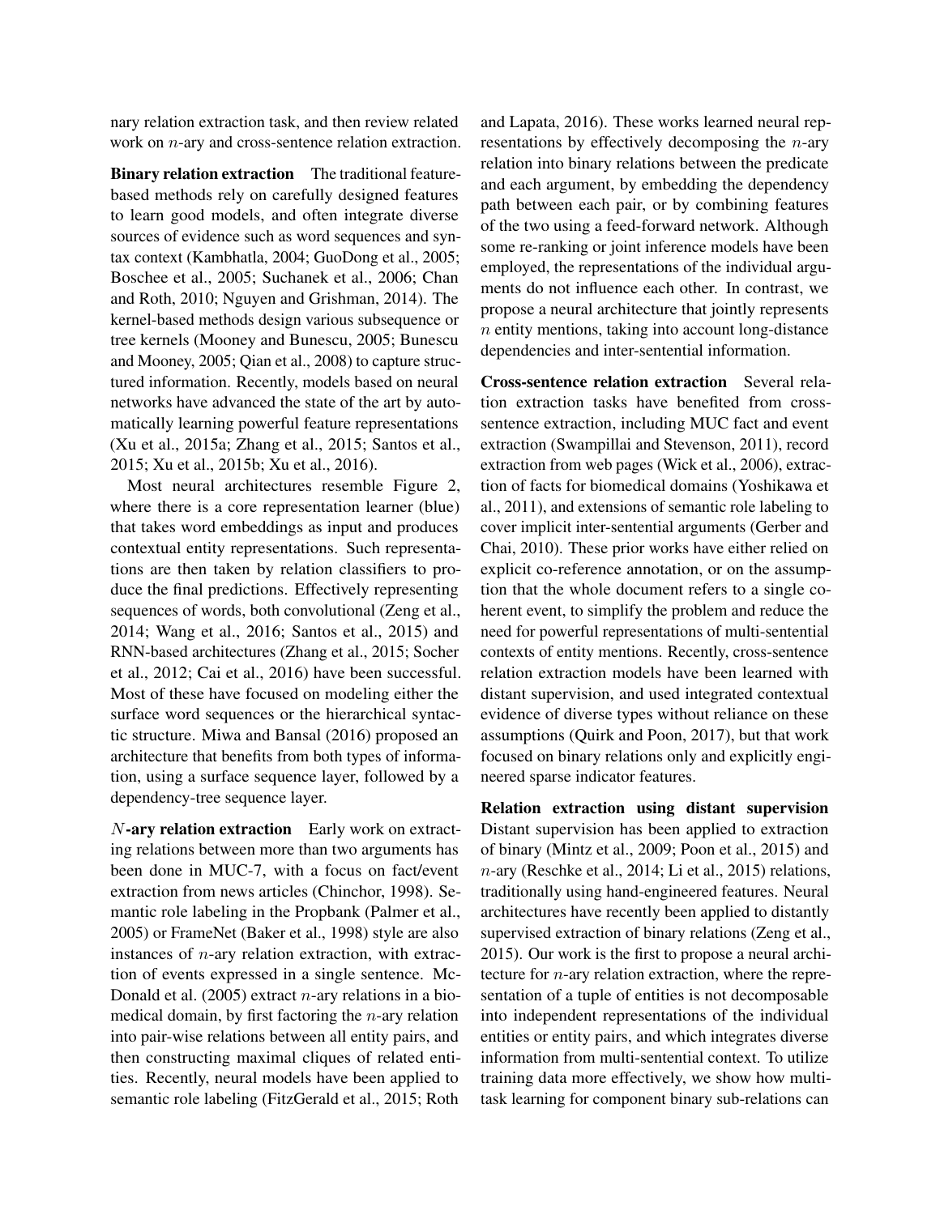nary relation extraction task, and then review related work on $n$-ary and cross-sentence relation extraction.

**Binary relation extraction** The traditional feature-based methods rely on carefully designed features to learn good models, and often integrate diverse sources of evidence such as word sequences and syntax context (Kambhatla, 2004; GuoDong et al., 2005; Boschee et al., 2005; Suchanek et al., 2006; Chan and Roth, 2010; Nguyen and Grishman, 2014). The kernel-based methods design various subsequence or tree kernels (Mooney and Bunescu, 2005; Bunescu and Mooney, 2005; Qian et al., 2008) to capture structured information. Recently, models based on neural networks have advanced the state of the art by automatically learning powerful feature representations (Xu et al., 2015a; Zhang et al., 2015; Santos et al., 2015; Xu et al., 2015b; Xu et al., 2016).

Most neural architectures resemble Figure 2, where there is a core representation learner (blue) that takes word embeddings as input and produces contextual entity representations. Such representations are then taken by relation classifiers to produce the final predictions. Effectively representing sequences of words, both convolutional (Zeng et al., 2014; Wang et al., 2016; Santos et al., 2015) and RNN-based architectures (Zhang et al., 2015; Socher et al., 2012; Cai et al., 2016) have been successful. Most of these have focused on modeling either the surface word sequences or the hierarchical syntactic structure. Miwa and Bansal (2016) proposed an architecture that benefits from both types of information, using a surface sequence layer, followed by a dependency-tree sequence layer.

**$N$-ary relation extraction** Early work on extracting relations between more than two arguments has been done in MUC-7, with a focus on fact/event extraction from news articles (Chinchor, 1998). Semantic role labeling in the Propbank (Palmer et al., 2005) or FrameNet (Baker et al., 1998) style are also instances of $n$-ary relation extraction, with extraction of events expressed in a single sentence. McDonald et al. (2005) extract $n$-ary relations in a biomedical domain, by first factoring the $n$-ary relation into pair-wise relations between all entity pairs, and then constructing maximal cliques of related entities. Recently, neural models have been applied to semantic role labeling (FitzGerald et al., 2015; Roth and Lapata, 2016). These works learned neural representations by effectively decomposing the $n$-ary relation into binary relations between the predicate and each argument, by embedding the dependency path between each pair, or by combining features of the two using a feed-forward network. Although some re-ranking or joint inference models have been employed, the representations of the individual arguments do not influence each other. In contrast, we propose a neural architecture that jointly represents $n$ entity mentions, taking into account long-distance dependencies and inter-sentential information.

**Cross-sentence relation extraction** Several relation extraction tasks have benefited from cross-sentence extraction, including MUC fact and event extraction (Swampillai and Stevenson, 2011), record extraction from web pages (Wick et al., 2006), extraction of facts for biomedical domains (Yoshikawa et al., 2011), and extensions of semantic role labeling to cover implicit inter-sentential arguments (Gerber and Chai, 2010). These prior works have either relied on explicit co-reference annotation, or on the assumption that the whole document refers to a single coherent event, to simplify the problem and reduce the need for powerful representations of multi-sentential contexts of entity mentions. Recently, cross-sentence relation extraction models have been learned with distant supervision, and used integrated contextual evidence of diverse types without reliance on these assumptions (Quirk and Poon, 2017), but that work focused on binary relations only and explicitly engineered sparse indicator features.

**Relation extraction using distant supervision** Distant supervision has been applied to extraction of binary (Mintz et al., 2009; Poon et al., 2015) and $n$-ary (Reschke et al., 2014; Li et al., 2015) relations, traditionally using hand-engineered features. Neural architectures have recently been applied to distantly supervised extraction of binary relations (Zeng et al., 2015). Our work is the first to propose a neural architecture for $n$-ary relation extraction, where the representation of a tuple of entities is not decomposable into independent representations of the individual entities or entity pairs, and which integrates diverse information from multi-sentential context. To utilize training data more effectively, we show how multi-task learning for component binary sub-relations can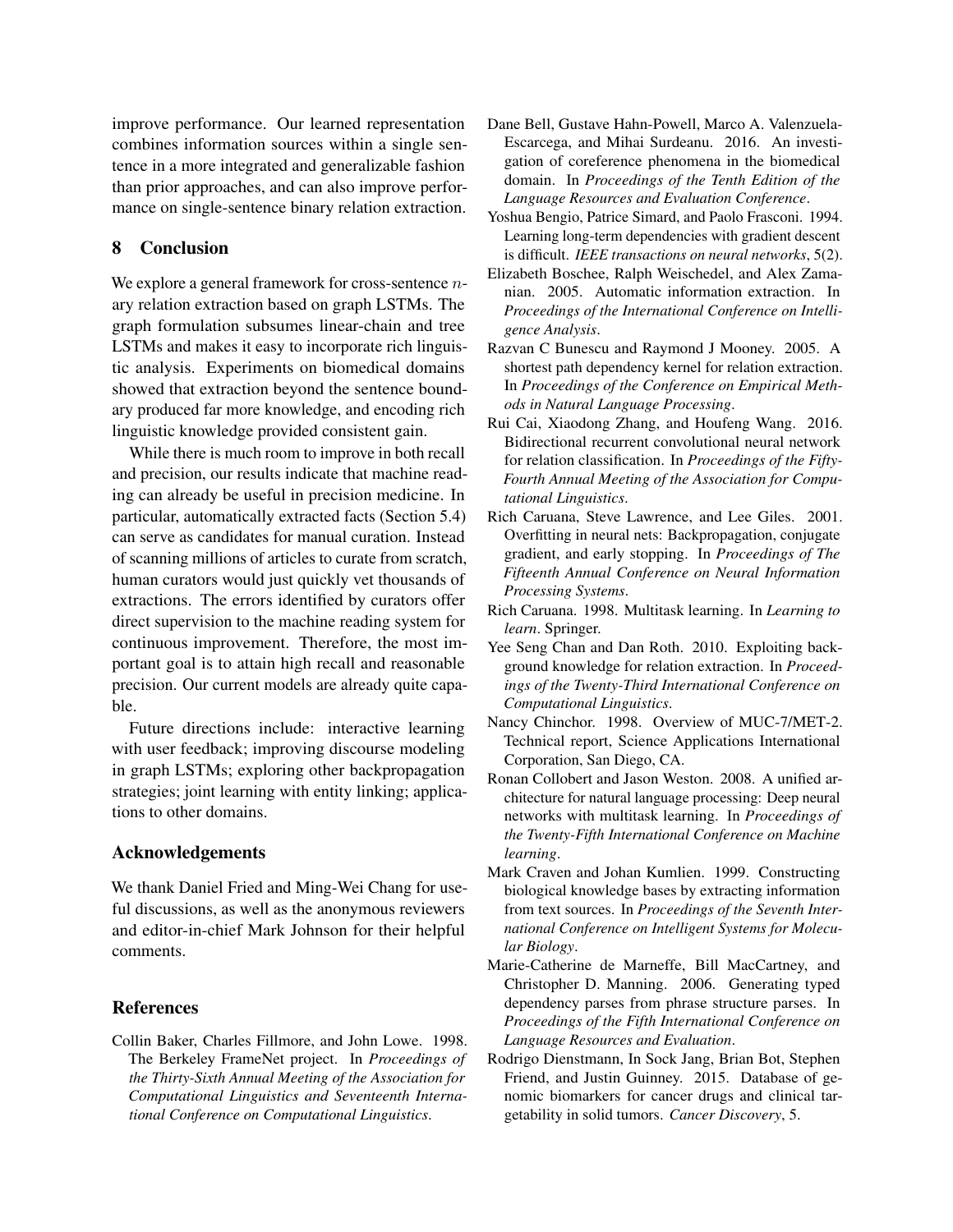improve performance. Our learned representation combines information sources within a single sentence in a more integrated and generalizable fashion than prior approaches, and can also improve performance on single-sentence binary relation extraction.

## 8 Conclusion

We explore a general framework for cross-sentence $n$-ary relation extraction based on graph LSTMs. The graph formulation subsumes linear-chain and tree LSTMs and makes it easy to incorporate rich linguistic analysis. Experiments on biomedical domains showed that extraction beyond the sentence boundary produced far more knowledge, and encoding rich linguistic knowledge provided consistent gain.

While there is much room to improve in both recall and precision, our results indicate that machine reading can already be useful in precision medicine. In particular, automatically extracted facts (Section 5.4) can serve as candidates for manual curation. Instead of scanning millions of articles to curate from scratch, human curators would just quickly vet thousands of extractions. The errors identified by curators offer direct supervision to the machine reading system for continuous improvement. Therefore, the most important goal is to attain high recall and reasonable precision. Our current models are already quite capable.

Future directions include: interactive learning with user feedback; improving discourse modeling in graph LSTMs; exploring other backpropagation strategies; joint learning with entity linking; applications to other domains.

### Acknowledgements

We thank Daniel Fried and Ming-Wei Chang for useful discussions, as well as the anonymous reviewers and editor-in-chief Mark Johnson for their helpful comments.

### References

Collin Baker, Charles Fillmore, and John Lowe. 1998. The Berkeley FrameNet project. In *Proceedings of the Thirty-Sixth Annual Meeting of the Association for Computational Linguistics and Seventeenth International Conference on Computational Linguistics*.

Dane Bell, Gustave Hahn-Powell, Marco A. Valenzuela-Escarcega, and Mihai Surdeanu. 2016. An investigation of coreference phenomena in the biomedical domain. In *Proceedings of the Tenth Edition of the Language Resources and Evaluation Conference*.

Yoshua Bengio, Patrice Simard, and Paolo Frasconi. 1994. Learning long-term dependencies with gradient descent is difficult. *IEEE transactions on neural networks*, 5(2).

Elizabeth Boschee, Ralph Weischedel, and Alex Zamanian. 2005. Automatic information extraction. In *Proceedings of the International Conference on Intelligence Analysis*.

Razvan C Bunescu and Raymond J Mooney. 2005. A shortest path dependency kernel for relation extraction. In *Proceedings of the Conference on Empirical Methods in Natural Language Processing*.

Rui Cai, Xiaodong Zhang, and Houfeng Wang. 2016. Bidirectional recurrent convolutional neural network for relation classification. In *Proceedings of the Fifty-Fourth Annual Meeting of the Association for Computational Linguistics*.

Rich Caruana, Steve Lawrence, and Lee Giles. 2001. Overfitting in neural nets: Backpropagation, conjugate gradient, and early stopping. In *Proceedings of The Fifteenth Annual Conference on Neural Information Processing Systems*.

Rich Caruana. 1998. Multitask learning. In *Learning to learn*. Springer.

Yee Seng Chan and Dan Roth. 2010. Exploiting background knowledge for relation extraction. In *Proceedings of the Twenty-Third International Conference on Computational Linguistics*.

Nancy Chinchor. 1998. Overview of MUC-7/MET-2. Technical report, Science Applications International Corporation, San Diego, CA.

Ronan Collobert and Jason Weston. 2008. A unified architecture for natural language processing: Deep neural networks with multitask learning. In *Proceedings of the Twenty-Fifth International Conference on Machine learning*.

Mark Craven and Johan Kumlien. 1999. Constructing biological knowledge bases by extracting information from text sources. In *Proceedings of the Seventh International Conference on Intelligent Systems for Molecular Biology*.

Marie-Catherine de Marneffe, Bill MacCartney, and Christopher D. Manning. 2006. Generating typed dependency parses from phrase structure parses. In *Proceedings of the Fifth International Conference on Language Resources and Evaluation*.

Rodrigo Dienstmann, In Sock Jang, Brian Bot, Stephen Friend, and Justin Guinney. 2015. Database of genomic biomarkers for cancer drugs and clinical targetability in solid tumors. *Cancer Discovery*, 5.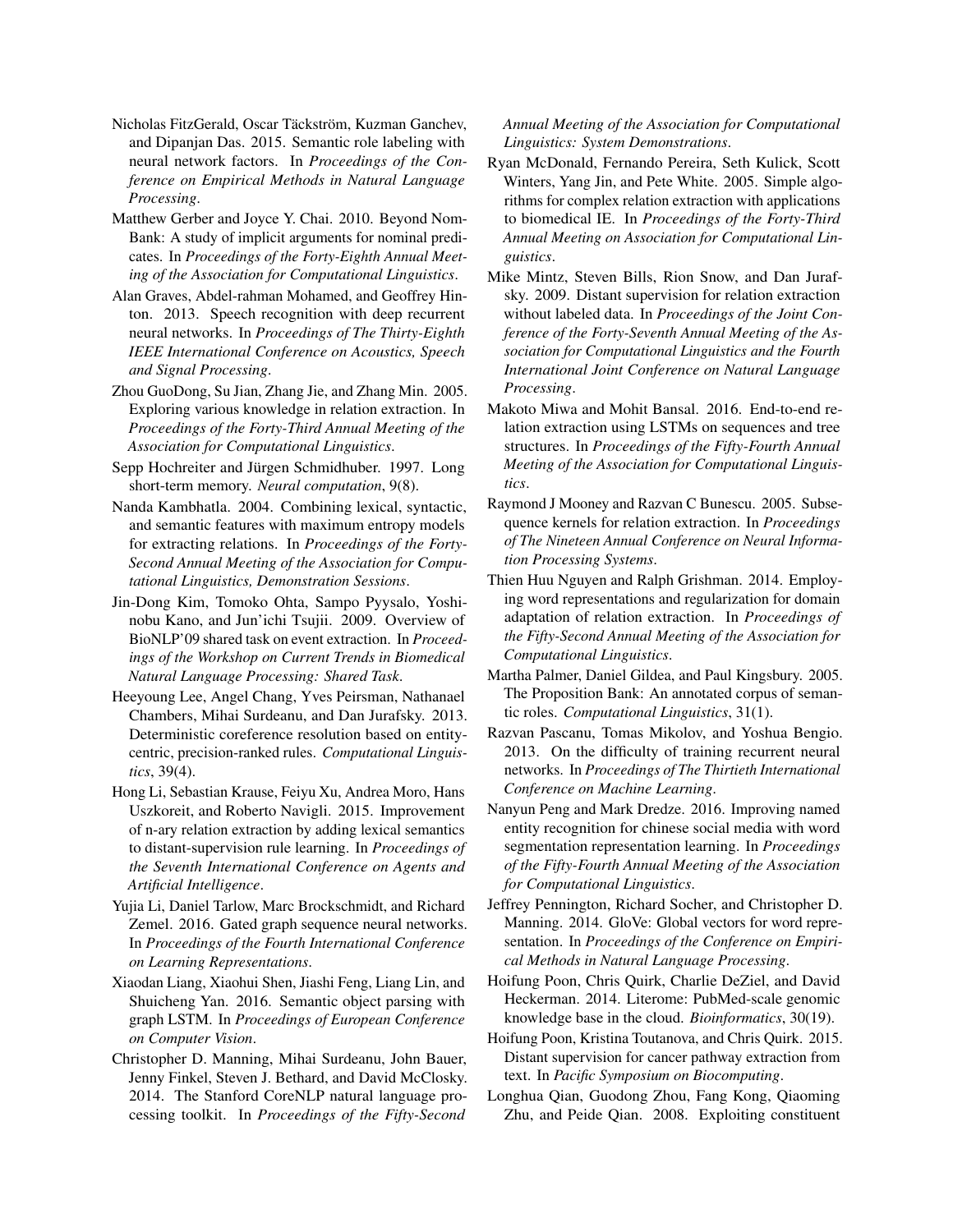Nicholas FitzGerald, Oscar Täckström, Kuzman Ganchev, and Dipanjan Das. 2015. Semantic role labeling with neural network factors. In *Proceedings of the Conference on Empirical Methods in Natural Language Processing*.

Matthew Gerber and Joyce Y. Chai. 2010. Beyond NomBank: A study of implicit arguments for nominal predicates. In *Proceedings of the Forty-Eighth Annual Meeting of the Association for Computational Linguistics*.

Alan Graves, Abdel-rahman Mohamed, and Geoffrey Hinton. 2013. Speech recognition with deep recurrent neural networks. In *Proceedings of The Thirty-Eighth IEEE International Conference on Acoustics, Speech and Signal Processing*.

Zhou GuoDong, Su Jian, Zhang Jie, and Zhang Min. 2005. Exploring various knowledge in relation extraction. In *Proceedings of the Forty-Third Annual Meeting of the Association for Computational Linguistics*.

Sepp Hochreiter and Jürgen Schmidhuber. 1997. Long short-term memory. *Neural computation*, 9(8).

Nanda Kambhatla. 2004. Combining lexical, syntactic, and semantic features with maximum entropy models for extracting relations. In *Proceedings of the Forty-Second Annual Meeting of the Association for Computational Linguistics, Demonstration Sessions*.

Jin-Dong Kim, Tomoko Ohta, Sampo Pyysalo, Yoshinobu Kano, and Jun'ichi Tsujii. 2009. Overview of BioNLP'09 shared task on event extraction. In *Proceedings of the Workshop on Current Trends in Biomedical Natural Language Processing: Shared Task*.

Heeyoung Lee, Angel Chang, Yves Peirsman, Nathanael Chambers, Mihai Surdeanu, and Dan Jurafsky. 2013. Deterministic coreference resolution based on entity-centric, precision-ranked rules. *Computational Linguistics*, 39(4).

Hong Li, Sebastian Krause, Feiyu Xu, Andrea Moro, Hans Uszkoreit, and Roberto Navigli. 2015. Improvement of n-ary relation extraction by adding lexical semantics to distant-supervision rule learning. In *Proceedings of the Seventh International Conference on Agents and Artificial Intelligence*.

Yujia Li, Daniel Tarlow, Marc Brockschmidt, and Richard Zemel. 2016. Gated graph sequence neural networks. In *Proceedings of the Fourth International Conference on Learning Representations*.

Xiaodan Liang, Xiaohui Shen, Jiashi Feng, Liang Lin, and Shuicheng Yan. 2016. Semantic object parsing with graph LSTM. In *Proceedings of European Conference on Computer Vision*.

Christopher D. Manning, Mihai Surdeanu, John Bauer, Jenny Finkel, Steven J. Bethard, and David McClosky. 2014. The Stanford CoreNLP natural language processing toolkit. In *Proceedings of the Fifty-Second Annual Meeting of the Association for Computational Linguistics: System Demonstrations*.

Ryan McDonald, Fernando Pereira, Seth Kulick, Scott Winters, Yang Jin, and Pete White. 2005. Simple algorithms for complex relation extraction with applications to biomedical IE. In *Proceedings of the Forty-Third Annual Meeting on Association for Computational Linguistics*.

Mike Mintz, Steven Bills, Rion Snow, and Dan Jurafsky. 2009. Distant supervision for relation extraction without labeled data. In *Proceedings of the Joint Conference of the Forty-Seventh Annual Meeting of the Association for Computational Linguistics and the Fourth International Joint Conference on Natural Language Processing*.

Makoto Miwa and Mohit Bansal. 2016. End-to-end relation extraction using LSTMs on sequences and tree structures. In *Proceedings of the Fifty-Fourth Annual Meeting of the Association for Computational Linguistics*.

Raymond J Mooney and Razvan C Bunescu. 2005. Subsequence kernels for relation extraction. In *Proceedings of The Nineteen Annual Conference on Neural Information Processing Systems*.

Thien Huu Nguyen and Ralph Grishman. 2014. Employing word representations and regularization for domain adaptation of relation extraction. In *Proceedings of the Fifty-Second Annual Meeting of the Association for Computational Linguistics*.

Martha Palmer, Daniel Gildea, and Paul Kingsbury. 2005. The Proposition Bank: An annotated corpus of semantic roles. *Computational Linguistics*, 31(1).

Razvan Pascanu, Tomas Mikolov, and Yoshua Bengio. 2013. On the difficulty of training recurrent neural networks. In *Proceedings of The Thirtieth International Conference on Machine Learning*.

Nanyun Peng and Mark Dredze. 2016. Improving named entity recognition for chinese social media with word segmentation representation learning. In *Proceedings of the Fifty-Fourth Annual Meeting of the Association for Computational Linguistics*.

Jeffrey Pennington, Richard Socher, and Christopher D. Manning. 2014. GloVe: Global vectors for word representation. In *Proceedings of the Conference on Empirical Methods in Natural Language Processing*.

Hoifung Poon, Chris Quirk, Charlie DeZiel, and David Heckerman. 2014. Literome: PubMed-scale genomic knowledge base in the cloud. *Bioinformatics*, 30(19).

Hoifung Poon, Kristina Toutanova, and Chris Quirk. 2015. Distant supervision for cancer pathway extraction from text. In *Pacific Symposium on Biocomputing*.

Longhua Qian, Guodong Zhou, Fang Kong, Qiaoming Zhu, and Peide Qian. 2008. Exploiting constituent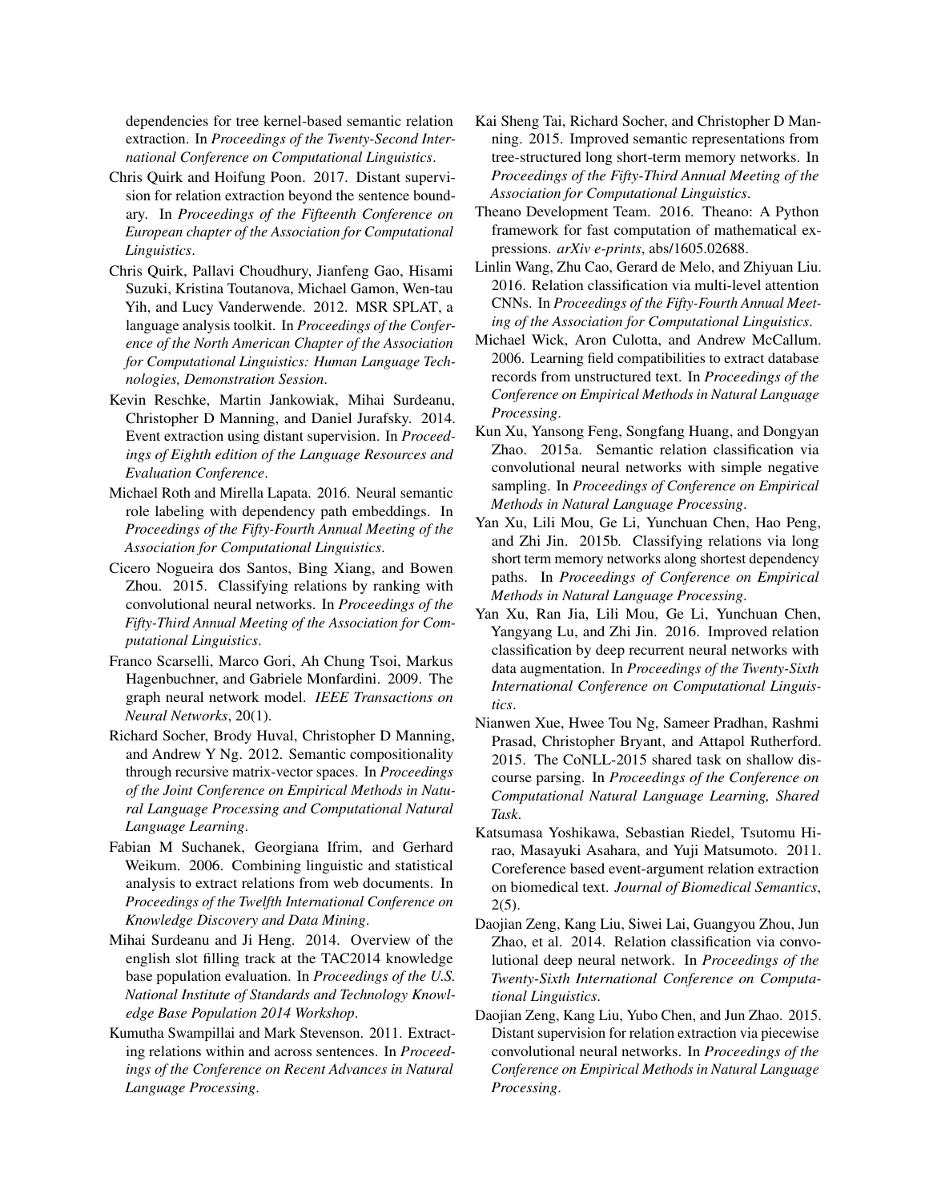dependencies for tree kernel-based semantic relation extraction. In *Proceedings of the Twenty-Second International Conference on Computational Linguistics*.

Chris Quirk and Hoifung Poon. 2017. Distant supervision for relation extraction beyond the sentence boundary. In *Proceedings of the Fifteenth Conference on European chapter of the Association for Computational Linguistics*.

Chris Quirk, Pallavi Choudhury, Jianfeng Gao, Hisami Suzuki, Kristina Toutanova, Michael Gamon, Wen-tau Yih, and Lucy Vanderwende. 2012. MSR SPLAT, a language analysis toolkit. In *Proceedings of the Conference of the North American Chapter of the Association for Computational Linguistics: Human Language Technologies, Demonstration Session*.

Kevin Reschke, Martin Jankowiak, Mihai Surdeanu, Christopher D Manning, and Daniel Jurafsky. 2014. Event extraction using distant supervision. In *Proceedings of Eighth edition of the Language Resources and Evaluation Conference*.

Michael Roth and Mirella Lapata. 2016. Neural semantic role labeling with dependency path embeddings. In *Proceedings of the Fifty-Fourth Annual Meeting of the Association for Computational Linguistics*.

Cicero Nogueira dos Santos, Bing Xiang, and Bowen Zhou. 2015. Classifying relations by ranking with convolutional neural networks. In *Proceedings of the Fifty-Third Annual Meeting of the Association for Computational Linguistics*.

Franco Scarselli, Marco Gori, Ah Chung Tsoi, Markus Hagenbuchner, and Gabriele Monfardini. 2009. The graph neural network model. *IEEE Transactions on Neural Networks*, 20(1).

Richard Socher, Brody Huval, Christopher D Manning, and Andrew Y Ng. 2012. Semantic compositionality through recursive matrix-vector spaces. In *Proceedings of the Joint Conference on Empirical Methods in Natural Language Processing and Computational Natural Language Learning*.

Fabian M Suchanek, Georgiana Ifrim, and Gerhard Weikum. 2006. Combining linguistic and statistical analysis to extract relations from web documents. In *Proceedings of the Twelfth International Conference on Knowledge Discovery and Data Mining*.

Mihai Surdeanu and Ji Heng. 2014. Overview of the english slot filling track at the TAC2014 knowledge base population evaluation. In *Proceedings of the U.S. National Institute of Standards and Technology Knowledge Base Population 2014 Workshop*.

Kumutha Swampillai and Mark Stevenson. 2011. Extracting relations within and across sentences. In *Proceedings of the Conference on Recent Advances in Natural Language Processing*.

Kai Sheng Tai, Richard Socher, and Christopher D Manning. 2015. Improved semantic representations from tree-structured long short-term memory networks. In *Proceedings of the Fifty-Third Annual Meeting of the Association for Computational Linguistics*.

Theano Development Team. 2016. Theano: A Python framework for fast computation of mathematical expressions. *arXiv e-prints*, abs/1605.02688.

Linlin Wang, Zhu Cao, Gerard de Melo, and Zhiyuan Liu. 2016. Relation classification via multi-level attention CNNs. In *Proceedings of the Fifty-Fourth Annual Meeting of the Association for Computational Linguistics*.

Michael Wick, Aron Culotta, and Andrew McCallum. 2006. Learning field compatibilities to extract database records from unstructured text. In *Proceedings of the Conference on Empirical Methods in Natural Language Processing*.

Kun Xu, Yansong Feng, Songfang Huang, and Dongyan Zhao. 2015a. Semantic relation classification via convolutional neural networks with simple negative sampling. In *Proceedings of Conference on Empirical Methods in Natural Language Processing*.

Yan Xu, Lili Mou, Ge Li, Yunchuan Chen, Hao Peng, and Zhi Jin. 2015b. Classifying relations via long short term memory networks along shortest dependency paths. In *Proceedings of Conference on Empirical Methods in Natural Language Processing*.

Yan Xu, Ran Jia, Lili Mou, Ge Li, Yunchuan Chen, Yangyang Lu, and Zhi Jin. 2016. Improved relation classification by deep recurrent neural networks with data augmentation. In *Proceedings of the Twenty-Sixth International Conference on Computational Linguistics*.

Nianwen Xue, Hwee Tou Ng, Sameer Pradhan, Rashmi Prasad, Christopher Bryant, and Attapol Rutherford. 2015. The CoNLL-2015 shared task on shallow discourse parsing. In *Proceedings of the Conference on Computational Natural Language Learning, Shared Task*.

Katsumasa Yoshikawa, Sebastian Riedel, Tsutomu Hirao, Masayuki Asahara, and Yuji Matsumoto. 2011. Coreference based event-argument relation extraction on biomedical text. *Journal of Biomedical Semantics*, 2(5).

Daojian Zeng, Kang Liu, Siwei Lai, Guangyou Zhou, Jun Zhao, et al. 2014. Relation classification via convolutional deep neural network. In *Proceedings of the Twenty-Sixth International Conference on Computational Linguistics*.

Daojian Zeng, Kang Liu, Yubo Chen, and Jun Zhao. 2015. Distant supervision for relation extraction via piecewise convolutional neural networks. In *Proceedings of the Conference on Empirical Methods in Natural Language Processing*.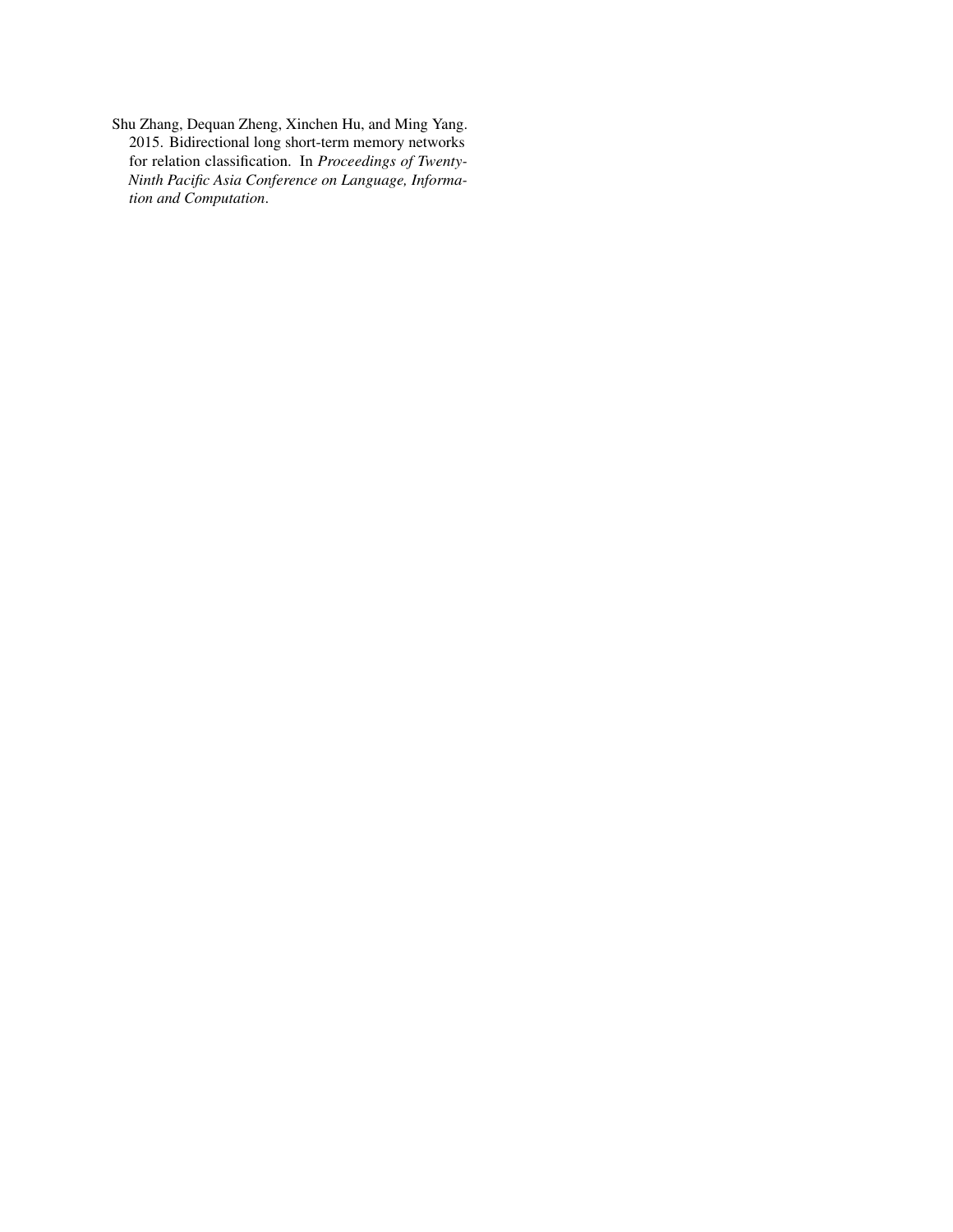Shu Zhang, Dequan Zheng, Xinchen Hu, and Ming Yang. 2015. Bidirectional long short-term memory networks for relation classification. In *Proceedings of Twenty-Ninth Pacific Asia Conference on Language, Information and Computation*.